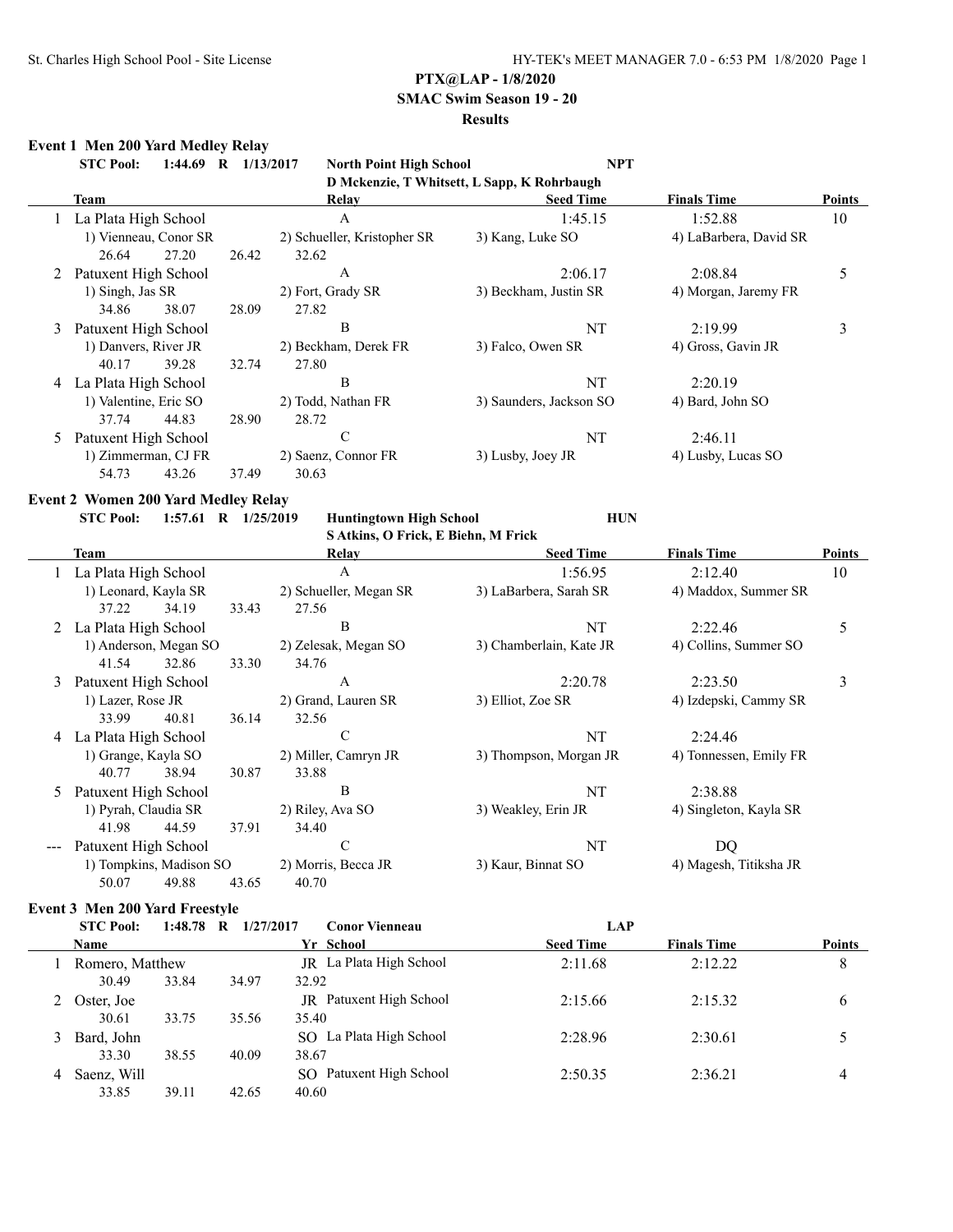## PTX@LAP - 1/8/2020

## SMAC Swim Season 19 - 20

## Results

### Event 1 Men 200 Yard Medley Relay

STC Pool: 1:44.69 R 1/13/2017 North Point High School NPT
D Mckenzie, T Whitsett, L Sapp, K Rohrbaugh

| | Team | Relay | Seed Time | Finals Time | Points |
|---|---|---|---|---|---|
| 1 | La Plata High School | A | 1:45.15 | 1:52.88 | 10 |
| | 1) Vienneau, Conor SR | 2) Schueller, Kristopher SR | 3) Kang, Luke SO | 4) LaBarbera, David SR | |
| | 26.64 27.20 26.42 32.62 | | | | |
| 2 | Patuxent High School | A | 2:06.17 | 2:08.84 | 5 |
| | 1) Singh, Jas SR | 2) Fort, Grady SR | 3) Beckham, Justin SR | 4) Morgan, Jaremy FR | |
| | 34.86 38.07 28.09 27.82 | | | | |
| 3 | Patuxent High School | B | NT | 2:19.99 | 3 |
| | 1) Danvers, River JR | 2) Beckham, Derek FR | 3) Falco, Owen SR | 4) Gross, Gavin JR | |
| | 40.17 39.28 32.74 27.80 | | | | |
| 4 | La Plata High School | B | NT | 2:20.19 | |
| | 1) Valentine, Eric SO | 2) Todd, Nathan FR | 3) Saunders, Jackson SO | 4) Bard, John SO | |
| | 37.74 44.83 28.90 28.72 | | | | |
| 5 | Patuxent High School | C | NT | 2:46.11 | |
| | 1) Zimmerman, CJ FR | 2) Saenz, Connor FR | 3) Lusby, Joey JR | 4) Lusby, Lucas SO | |
| | 54.73 43.26 37.49 30.63 | | | | |

### Event 2 Women 200 Yard Medley Relay

STC Pool: 1:57.61 R 1/25/2019 Huntingtown High School HUN
S Atkins, O Frick, E Biehn, M Frick

| | Team | Relay | Seed Time | Finals Time | Points |
|---|---|---|---|---|---|
| 1 | La Plata High School | A | 1:56.95 | 2:12.40 | 10 |
| | 1) Leonard, Kayla SR | 2) Schueller, Megan SR | 3) LaBarbera, Sarah SR | 4) Maddox, Summer SR | |
| | 37.22 34.19 33.43 27.56 | | | | |
| 2 | La Plata High School | B | NT | 2:22.46 | 5 |
| | 1) Anderson, Megan SO | 2) Zelesak, Megan SO | 3) Chamberlain, Kate JR | 4) Collins, Summer SO | |
| | 41.54 32.86 33.30 34.76 | | | | |
| 3 | Patuxent High School | A | 2:20.78 | 2:23.50 | 3 |
| | 1) Lazer, Rose JR | 2) Grand, Lauren SR | 3) Elliot, Zoe SR | 4) Izdepski, Cammy SR | |
| | 33.99 40.81 36.14 32.56 | | | | |
| 4 | La Plata High School | C | NT | 2:24.46 | |
| | 1) Grange, Kayla SO | 2) Miller, Camryn JR | 3) Thompson, Morgan JR | 4) Tonnessen, Emily FR | |
| | 40.77 38.94 30.87 33.88 | | | | |
| 5 | Patuxent High School | B | NT | 2:38.88 | |
| | 1) Pyrah, Claudia SR | 2) Riley, Ava SO | 3) Weakley, Erin JR | 4) Singleton, Kayla SR | |
| | 41.98 44.59 37.91 34.40 | | | | |
| --- | Patuxent High School | C | NT | DQ | |
| | 1) Tompkins, Madison SO | 2) Morris, Becca JR | 3) Kaur, Binnat SO | 4) Magesh, Titiksha JR | |
| | 50.07 49.88 43.65 40.70 | | | | |

### Event 3 Men 200 Yard Freestyle

STC Pool: 1:48.78 R 1/27/2017 Conor Vienneau LAP

| | Name | Yr | School | Seed Time | Finals Time | Points |
|---|---|---|---|---|---|---|
| 1 | Romero, Matthew | JR | La Plata High School | 2:11.68 | 2:12.22 | 8 |
| | 30.49 33.84 34.97 32.92 | | | | | |
| 2 | Oster, Joe | JR | Patuxent High School | 2:15.66 | 2:15.32 | 6 |
| | 30.61 33.75 35.56 35.40 | | | | | |
| 3 | Bard, John | SO | La Plata High School | 2:28.96 | 2:30.61 | 5 |
| | 33.30 38.55 40.09 38.67 | | | | | |
| 4 | Saenz, Will | SO | Patuxent High School | 2:50.35 | 2:36.21 | 4 |
| | 33.85 39.11 42.65 40.60 | | | | | |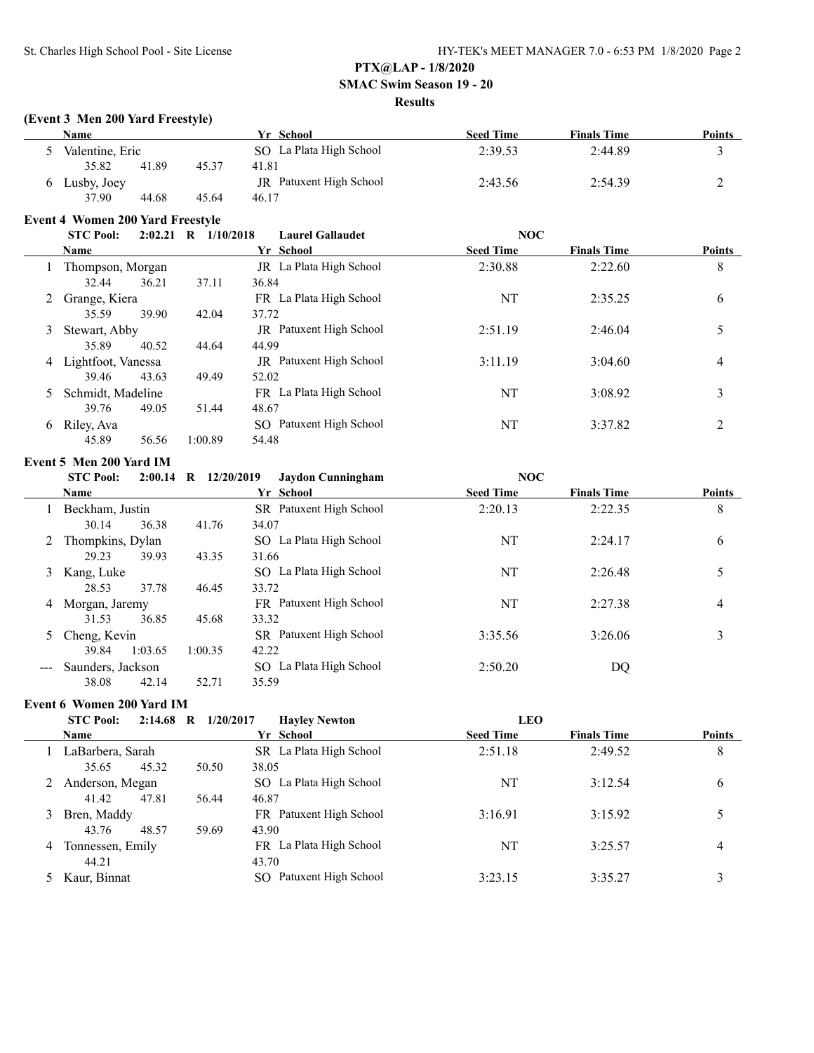**PTX@LAP - 1/8/2020**
**SMAC Swim Season 19 - 20**
**Results**

### (Event 3 Men 200 Yard Freestyle)

| | Name | Yr | School | Seed Time | Finals Time | Points |
|---|---|---|---|---|---|---|
| 5 | Valentine, Eric | SO | La Plata High School | 2:39.53 | 2:44.89 | 3 |
| | 35.82 41.89 45.37 41.81 | | | | | |
| 6 | Lusby, Joey | JR | Patuxent High School | 2:43.56 | 2:54.39 | 2 |
| | 37.90 44.68 45.64 46.17 | | | | | |

### Event 4 Women 200 Yard Freestyle

STC Pool: 2:02.21 R 1/10/2018 Laurel Gallaudet NOC

| | Name | Yr | School | Seed Time | Finals Time | Points |
|---|---|---|---|---|---|---|
| 1 | Thompson, Morgan | JR | La Plata High School | 2:30.88 | 2:22.60 | 8 |
| | 32.44 36.21 37.11 36.84 | | | | | |
| 2 | Grange, Kiera | FR | La Plata High School | NT | 2:35.25 | 6 |
| | 35.59 39.90 42.04 37.72 | | | | | |
| 3 | Stewart, Abby | JR | Patuxent High School | 2:51.19 | 2:46.04 | 5 |
| | 35.89 40.52 44.64 44.99 | | | | | |
| 4 | Lightfoot, Vanessa | JR | Patuxent High School | 3:11.19 | 3:04.60 | 4 |
| | 39.46 43.63 49.49 52.02 | | | | | |
| 5 | Schmidt, Madeline | FR | La Plata High School | NT | 3:08.92 | 3 |
| | 39.76 49.05 51.44 48.67 | | | | | |
| 6 | Riley, Ava | SO | Patuxent High School | NT | 3:37.82 | 2 |
| | 45.89 56.56 1:00.89 54.48 | | | | | |

### Event 5 Men 200 Yard IM

STC Pool: 2:00.14 R 12/20/2019 Jaydon Cunningham NOC

| | Name | Yr | School | Seed Time | Finals Time | Points |
|---|---|---|---|---|---|---|
| 1 | Beckham, Justin | SR | Patuxent High School | 2:20.13 | 2:22.35 | 8 |
| | 30.14 36.38 41.76 34.07 | | | | | |
| 2 | Thompkins, Dylan | SO | La Plata High School | NT | 2:24.17 | 6 |
| | 29.23 39.93 43.35 31.66 | | | | | |
| 3 | Kang, Luke | SO | La Plata High School | NT | 2:26.48 | 5 |
| | 28.53 37.78 46.45 33.72 | | | | | |
| 4 | Morgan, Jaremy | FR | Patuxent High School | NT | 2:27.38 | 4 |
| | 31.53 36.85 45.68 33.32 | | | | | |
| 5 | Cheng, Kevin | SR | Patuxent High School | 3:35.56 | 3:26.06 | 3 |
| | 39.84 1:03.65 1:00.35 42.22 | | | | | |
| --- | Saunders, Jackson | SO | La Plata High School | 2:50.20 | DQ | |
| | 38.08 42.14 52.71 35.59 | | | | | |

### Event 6 Women 200 Yard IM

STC Pool: 2:14.68 R 1/20/2017 Hayley Newton LEO

| | Name | Yr | School | Seed Time | Finals Time | Points |
|---|---|---|---|---|---|---|
| 1 | LaBarbera, Sarah | SR | La Plata High School | 2:51.18 | 2:49.52 | 8 |
| | 35.65 45.32 50.50 38.05 | | | | | |
| 2 | Anderson, Megan | SO | La Plata High School | NT | 3:12.54 | 6 |
| | 41.42 47.81 56.44 46.87 | | | | | |
| 3 | Bren, Maddy | FR | Patuxent High School | 3:16.91 | 3:15.92 | 5 |
| | 43.76 48.57 59.69 43.90 | | | | | |
| 4 | Tonnessen, Emily | FR | La Plata High School | NT | 3:25.57 | 4 |
| | 44.21 43.70 | | | | | |
| 5 | Kaur, Binnat | SO | Patuxent High School | 3:23.15 | 3:35.27 | 3 |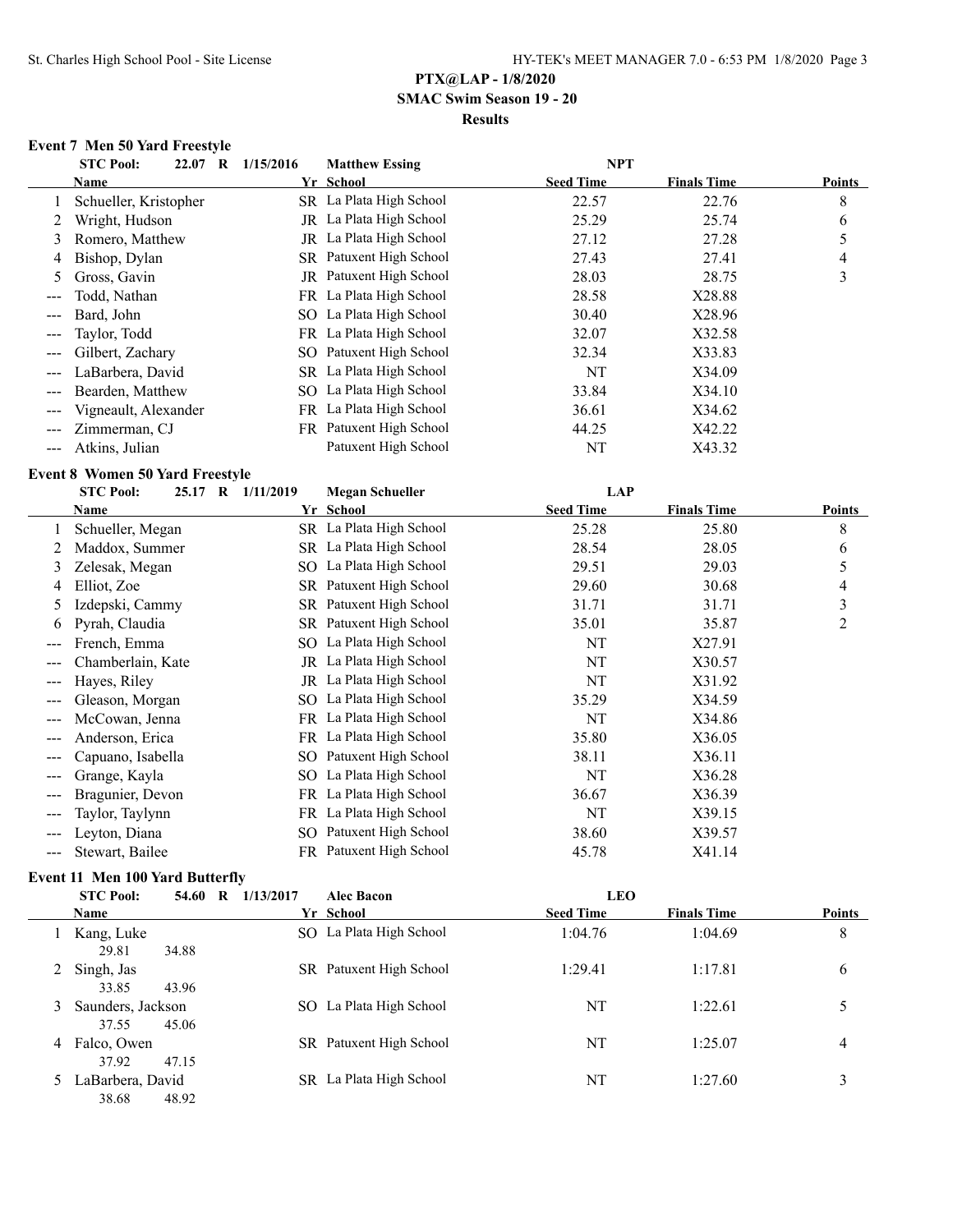**PTX@LAP - 1/8/2020**
**SMAC Swim Season 19 - 20**
**Results**

### Event 7 Men 50 Yard Freestyle

STC Pool: 22.07 R 1/15/2016 Matthew Essing NPT

| | Name | Yr | School | Seed Time | Finals Time | Points |
|---|---|---|---|---|---|---|
| 1 | Schueller, Kristopher | SR | La Plata High School | 22.57 | 22.76 | 8 |
| 2 | Wright, Hudson | JR | La Plata High School | 25.29 | 25.74 | 6 |
| 3 | Romero, Matthew | JR | La Plata High School | 27.12 | 27.28 | 5 |
| 4 | Bishop, Dylan | SR | Patuxent High School | 27.43 | 27.41 | 4 |
| 5 | Gross, Gavin | JR | Patuxent High School | 28.03 | 28.75 | 3 |
| --- | Todd, Nathan | FR | La Plata High School | 28.58 | X28.88 | |
| --- | Bard, John | SO | La Plata High School | 30.40 | X28.96 | |
| --- | Taylor, Todd | FR | La Plata High School | 32.07 | X32.58 | |
| --- | Gilbert, Zachary | SO | Patuxent High School | 32.34 | X33.83 | |
| --- | LaBarbera, David | SR | La Plata High School | NT | X34.09 | |
| --- | Bearden, Matthew | SO | La Plata High School | 33.84 | X34.10 | |
| --- | Vigneault, Alexander | FR | La Plata High School | 36.61 | X34.62 | |
| --- | Zimmerman, CJ | FR | Patuxent High School | 44.25 | X42.22 | |
| --- | Atkins, Julian | | Patuxent High School | NT | X43.32 | |

### Event 8 Women 50 Yard Freestyle

STC Pool: 25.17 R 1/11/2019 Megan Schueller LAP

| | Name | Yr | School | Seed Time | Finals Time | Points |
|---|---|---|---|---|---|---|
| 1 | Schueller, Megan | SR | La Plata High School | 25.28 | 25.80 | 8 |
| 2 | Maddox, Summer | SR | La Plata High School | 28.54 | 28.05 | 6 |
| 3 | Zelesak, Megan | SO | La Plata High School | 29.51 | 29.03 | 5 |
| 4 | Elliot, Zoe | SR | Patuxent High School | 29.60 | 30.68 | 4 |
| 5 | Izdepski, Cammy | SR | Patuxent High School | 31.71 | 31.71 | 3 |
| 6 | Pyrah, Claudia | SR | Patuxent High School | 35.01 | 35.87 | 2 |
| --- | French, Emma | SO | La Plata High School | NT | X27.91 | |
| --- | Chamberlain, Kate | JR | La Plata High School | NT | X30.57 | |
| --- | Hayes, Riley | JR | La Plata High School | NT | X31.92 | |
| --- | Gleason, Morgan | SO | La Plata High School | 35.29 | X34.59 | |
| --- | McCowan, Jenna | FR | La Plata High School | NT | X34.86 | |
| --- | Anderson, Erica | FR | La Plata High School | 35.80 | X36.05 | |
| --- | Capuano, Isabella | SO | Patuxent High School | 38.11 | X36.11 | |
| --- | Grange, Kayla | SO | La Plata High School | NT | X36.28 | |
| --- | Bragunier, Devon | FR | La Plata High School | 36.67 | X36.39 | |
| --- | Taylor, Taylynn | FR | La Plata High School | NT | X39.15 | |
| --- | Leyton, Diana | SO | Patuxent High School | 38.60 | X39.57 | |
| --- | Stewart, Bailee | FR | Patuxent High School | 45.78 | X41.14 | |

### Event 11 Men 100 Yard Butterfly

STC Pool: 54.60 R 1/13/2017 Alec Bacon LEO

| | Name | Yr | School | Seed Time | Finals Time | Points |
|---|---|---|---|---|---|---|
| 1 | Kang, Luke | SO | La Plata High School | 1:04.76 | 1:04.69 | 8 |
| | 29.81 34.88 | | | | | |
| 2 | Singh, Jas | SR | Patuxent High School | 1:29.41 | 1:17.81 | 6 |
| | 33.85 43.96 | | | | | |
| 3 | Saunders, Jackson | SO | La Plata High School | NT | 1:22.61 | 5 |
| | 37.55 45.06 | | | | | |
| 4 | Falco, Owen | SR | Patuxent High School | NT | 1:25.07 | 4 |
| | 37.92 47.15 | | | | | |
| 5 | LaBarbera, David | SR | La Plata High School | NT | 1:27.60 | 3 |
| | 38.68 48.92 | | | | | |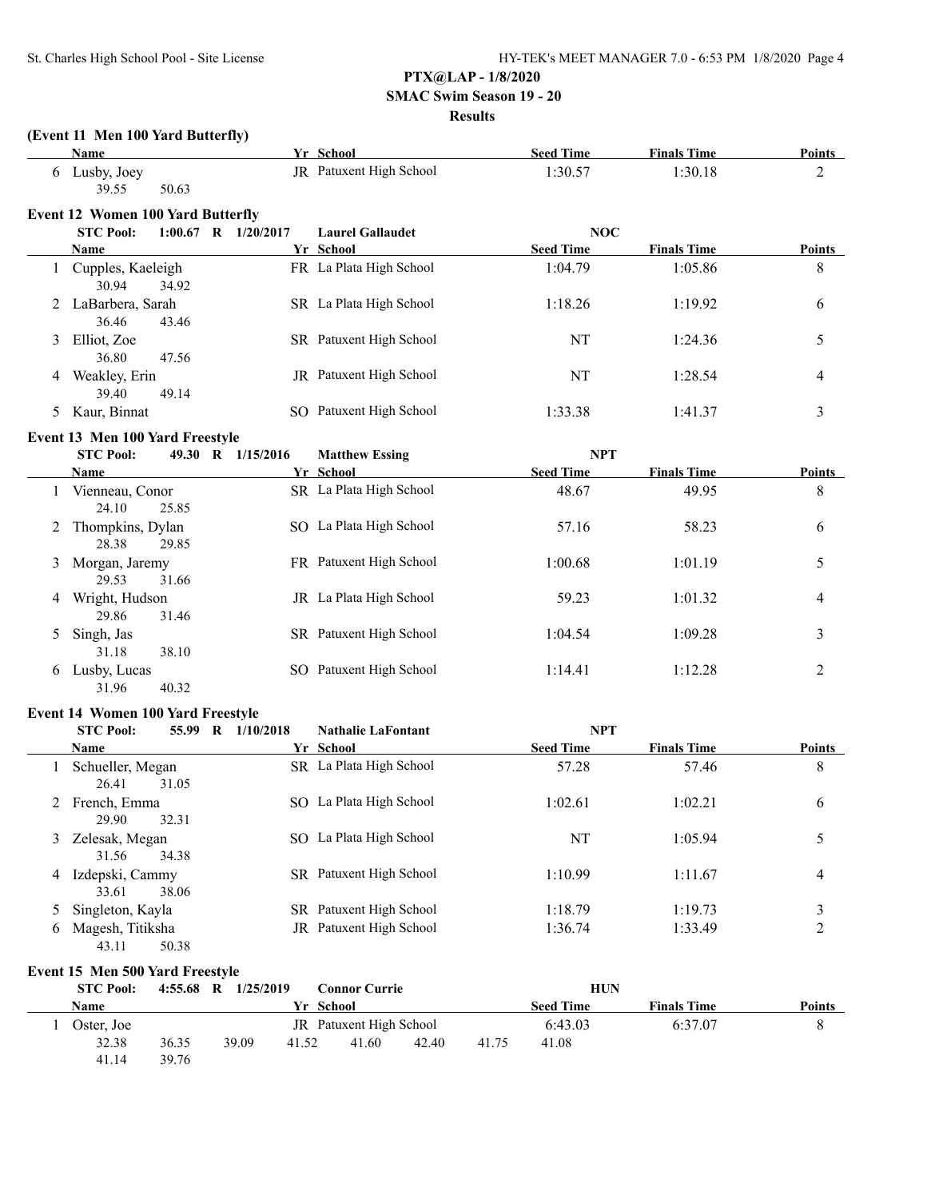# PTX@LAP - 1/8/2020

## SMAC Swim Season 19 - 20

### Results

**(Event 11 Men 100 Yard Butterfly)**

| | Name | Yr | School | Seed Time | Finals Time | Points |
|---|---|---|---|---|---|---|
| 6 | Lusby, Joey | JR | Patuxent High School | 1:30.57 | 1:30.18 | 2 |
| | 39.55 50.63 | | | | | |

**Event 12 Women 100 Yard Butterfly**

STC Pool: 1:00.67 R 1/20/2017 Laurel Gallaudet NOC

| | Name | Yr | School | Seed Time | Finals Time | Points |
|---|---|---|---|---|---|---|
| 1 | Cupples, Kaeleigh | FR | La Plata High School | 1:04.79 | 1:05.86 | 8 |
| | 30.94 34.92 | | | | | |
| 2 | LaBarbera, Sarah | SR | La Plata High School | 1:18.26 | 1:19.92 | 6 |
| | 36.46 43.46 | | | | | |
| 3 | Elliot, Zoe | SR | Patuxent High School | NT | 1:24.36 | 5 |
| | 36.80 47.56 | | | | | |
| 4 | Weakley, Erin | JR | Patuxent High School | NT | 1:28.54 | 4 |
| | 39.40 49.14 | | | | | |
| 5 | Kaur, Binnat | SO | Patuxent High School | 1:33.38 | 1:41.37 | 3 |

**Event 13 Men 100 Yard Freestyle**

STC Pool: 49.30 R 1/15/2016 Matthew Essing NPT

| | Name | Yr | School | Seed Time | Finals Time | Points |
|---|---|---|---|---|---|---|
| 1 | Vienneau, Conor | SR | La Plata High School | 48.67 | 49.95 | 8 |
| | 24.10 25.85 | | | | | |
| 2 | Thompkins, Dylan | SO | La Plata High School | 57.16 | 58.23 | 6 |
| | 28.38 29.85 | | | | | |
| 3 | Morgan, Jaremy | FR | Patuxent High School | 1:00.68 | 1:01.19 | 5 |
| | 29.53 31.66 | | | | | |
| 4 | Wright, Hudson | JR | La Plata High School | 59.23 | 1:01.32 | 4 |
| | 29.86 31.46 | | | | | |
| 5 | Singh, Jas | SR | Patuxent High School | 1:04.54 | 1:09.28 | 3 |
| | 31.18 38.10 | | | | | |
| 6 | Lusby, Lucas | SO | Patuxent High School | 1:14.41 | 1:12.28 | 2 |
| | 31.96 40.32 | | | | | |

**Event 14 Women 100 Yard Freestyle**

STC Pool: 55.99 R 1/10/2018 Nathalie LaFontant NPT

| | Name | Yr | School | Seed Time | Finals Time | Points |
|---|---|---|---|---|---|---|
| 1 | Schueller, Megan | SR | La Plata High School | 57.28 | 57.46 | 8 |
| | 26.41 31.05 | | | | | |
| 2 | French, Emma | SO | La Plata High School | 1:02.61 | 1:02.21 | 6 |
| | 29.90 32.31 | | | | | |
| 3 | Zelesak, Megan | SO | La Plata High School | NT | 1:05.94 | 5 |
| | 31.56 34.38 | | | | | |
| 4 | Izdepski, Cammy | SR | Patuxent High School | 1:10.99 | 1:11.67 | 4 |
| | 33.61 38.06 | | | | | |
| 5 | Singleton, Kayla | SR | Patuxent High School | 1:18.79 | 1:19.73 | 3 |
| 6 | Magesh, Titiksha | JR | Patuxent High School | 1:36.74 | 1:33.49 | 2 |
| | 43.11 50.38 | | | | | |

**Event 15 Men 500 Yard Freestyle**

STC Pool: 4:55.68 R 1/25/2019 Connor Currie HUN

| | Name | Yr | School | Seed Time | Finals Time | Points |
|---|---|---|---|---|---|---|
| 1 | Oster, Joe | JR | Patuxent High School | 6:43.03 | 6:37.07 | 8 |
| | 32.38 36.35 39.09 41.52 41.60 42.40 41.75 41.08 | | | | | |
| | 41.14 39.76 | | | | | |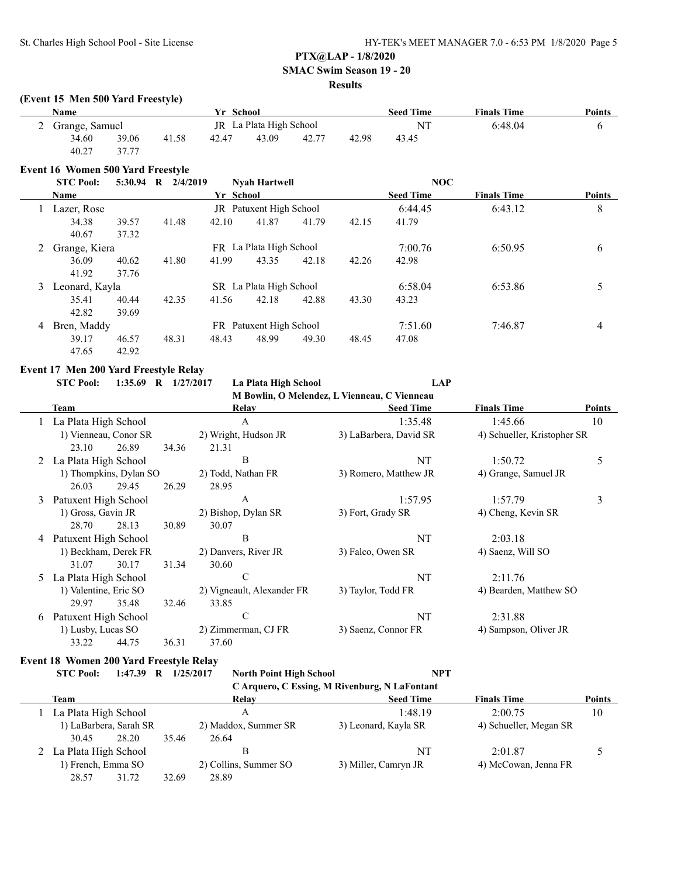**PTX@LAP - 1/8/2020**

**SMAC Swim Season 19 - 20**

**Results**

### (Event 15 Men 500 Yard Freestyle)

| | Name | Yr | School | Seed Time | Finals Time | Points |
|---|---|---|---|---|---|---|
| 2 | Grange, Samuel | JR | La Plata High School | NT | 6:48.04 | 6 |
| | 34.60 39.06 41.58 42.47 43.09 42.77 42.98 43.45 40.27 37.77 | | | | | |

### Event 16 Women 500 Yard Freestyle

STC Pool: 5:30.94 R 2/4/2019 Nyah Hartwell NOC

| | Name | Yr | School | Seed Time | Finals Time | Points |
|---|---|---|---|---|---|---|
| 1 | Lazer, Rose | JR | Patuxent High School | 6:44.45 | 6:43.12 | 8 |
| | 34.38 39.57 41.48 42.10 41.87 41.79 42.15 41.79 40.67 37.32 | | | | | |
| 2 | Grange, Kiera | FR | La Plata High School | 7:00.76 | 6:50.95 | 6 |
| | 36.09 40.62 41.80 41.99 43.35 42.18 42.26 42.98 41.92 37.76 | | | | | |
| 3 | Leonard, Kayla | SR | La Plata High School | 6:58.04 | 6:53.86 | 5 |
| | 35.41 40.44 42.35 41.56 42.18 42.88 43.30 43.23 42.82 39.69 | | | | | |
| 4 | Bren, Maddy | FR | Patuxent High School | 7:51.60 | 7:46.87 | 4 |
| | 39.17 46.57 48.31 48.43 48.99 49.30 48.45 47.08 47.65 42.92 | | | | | |

### Event 17 Men 200 Yard Freestyle Relay

STC Pool: 1:35.69 R 1/27/2017 La Plata High School LAP
M Bowlin, O Melendez, L Vienneau, C Vienneau

| | Team | Relay | Seed Time | Finals Time | Points |
|---|---|---|---|---|---|
| 1 | La Plata High School | A | 1:35.48 | 1:45.66 | 10 |
| | 1) Vienneau, Conor SR | 2) Wright, Hudson JR | 3) LaBarbera, David SR | 4) Schueller, Kristopher SR | |
| | 23.10 26.89 34.36 21.31 | | | | |
| 2 | La Plata High School | B | NT | 1:50.72 | 5 |
| | 1) Thompkins, Dylan SO | 2) Todd, Nathan FR | 3) Romero, Matthew JR | 4) Grange, Samuel JR | |
| | 26.03 29.45 26.29 28.95 | | | | |
| 3 | Patuxent High School | A | 1:57.95 | 1:57.79 | 3 |
| | 1) Gross, Gavin JR | 2) Bishop, Dylan SR | 3) Fort, Grady SR | 4) Cheng, Kevin SR | |
| | 28.70 28.13 30.89 30.07 | | | | |
| 4 | Patuxent High School | B | NT | 2:03.18 | |
| | 1) Beckham, Derek FR | 2) Danvers, River JR | 3) Falco, Owen SR | 4) Saenz, Will SO | |
| | 31.07 30.17 31.34 30.60 | | | | |
| 5 | La Plata High School | C | NT | 2:11.76 | |
| | 1) Valentine, Eric SO | 2) Vigneault, Alexander FR | 3) Taylor, Todd FR | 4) Bearden, Matthew SO | |
| | 29.97 35.48 32.46 33.85 | | | | |
| 6 | Patuxent High School | C | NT | 2:31.88 | |
| | 1) Lusby, Lucas SO | 2) Zimmerman, CJ FR | 3) Saenz, Connor FR | 4) Sampson, Oliver JR | |
| | 33.22 44.75 36.31 37.60 | | | | |

### Event 18 Women 200 Yard Freestyle Relay

STC Pool: 1:47.39 R 1/25/2017 North Point High School NPT
C Arquero, C Essing, M Rivenburg, N LaFontant

| | Team | Relay | Seed Time | Finals Time | Points |
|---|---|---|---|---|---|
| 1 | La Plata High School | A | 1:48.19 | 2:00.75 | 10 |
| | 1) LaBarbera, Sarah SR | 2) Maddox, Summer SR | 3) Leonard, Kayla SR | 4) Schueller, Megan SR | |
| | 30.45 28.20 35.46 26.64 | | | | |
| 2 | La Plata High School | B | NT | 2:01.87 | 5 |
| | 1) French, Emma SO | 2) Collins, Summer SO | 3) Miller, Camryn JR | 4) McCowan, Jenna FR | |
| | 28.57 31.72 32.69 28.89 | | | | |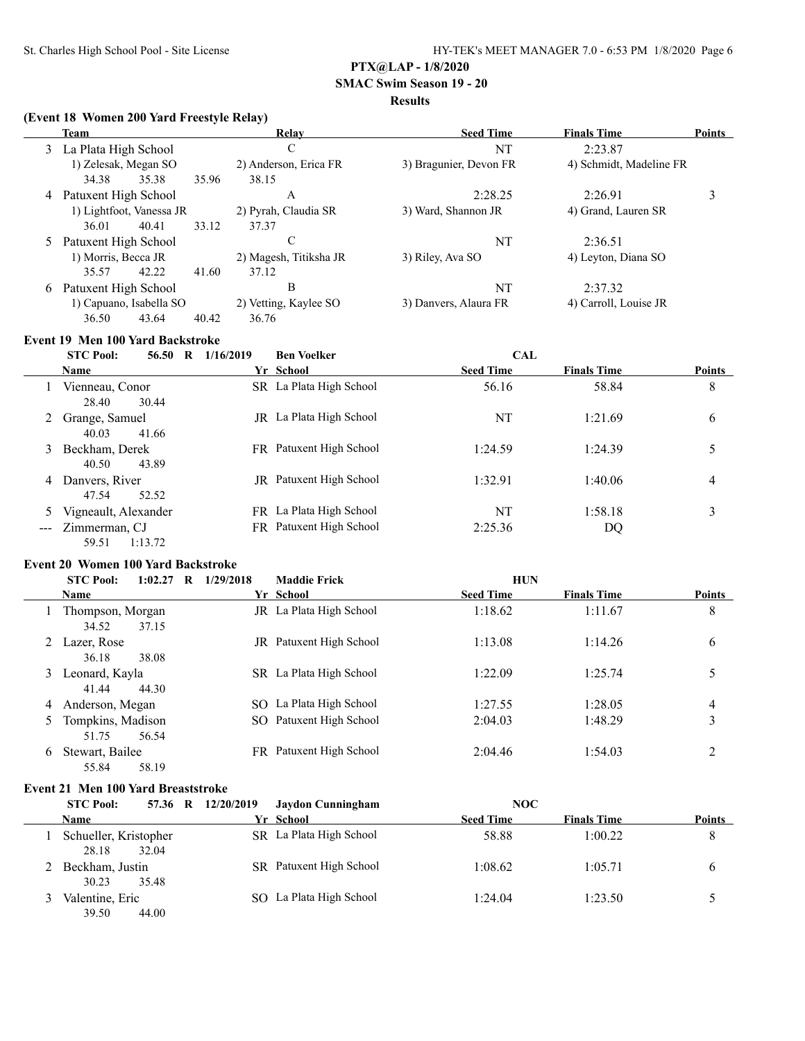PTX@LAP - 1/8/2020

SMAC Swim Season 19 - 20

Results

### (Event 18 Women 200 Yard Freestyle Relay)

| | Team | Relay | Seed Time | Finals Time | Points |
|---|---|---|---|---|---|
| 3 | La Plata High School | C | NT | 2:23.87 | |
| | 1) Zelesak, Megan SO | 2) Anderson, Erica FR | 3) Bragunier, Devon FR | 4) Schmidt, Madeline FR | |
| | 34.38 35.38 35.96 38.15 | | | | |
| 4 | Patuxent High School | A | 2:28.25 | 2:26.91 | 3 |
| | 1) Lightfoot, Vanessa JR | 2) Pyrah, Claudia SR | 3) Ward, Shannon JR | 4) Grand, Lauren SR | |
| | 36.01 40.41 33.12 37.37 | | | | |
| 5 | Patuxent High School | C | NT | 2:36.51 | |
| | 1) Morris, Becca JR | 2) Magesh, Titiksha JR | 3) Riley, Ava SO | 4) Leyton, Diana SO | |
| | 35.57 42.22 41.60 37.12 | | | | |
| 6 | Patuxent High School | B | NT | 2:37.32 | |
| | 1) Capuano, Isabella SO | 2) Vetting, Kaylee SO | 3) Danvers, Alaura FR | 4) Carroll, Louise JR | |
| | 36.50 43.64 40.42 36.76 | | | | |

### Event 19 Men 100 Yard Backstroke

STC Pool: 56.50 R 1/16/2019 Ben Voelker CAL

| | Name | Yr | School | Seed Time | Finals Time | Points |
|---|---|---|---|---|---|---|
| 1 | Vienneau, Conor | SR | La Plata High School | 56.16 | 58.84 | 8 |
| | 28.40 30.44 | | | | | |
| 2 | Grange, Samuel | JR | La Plata High School | NT | 1:21.69 | 6 |
| | 40.03 41.66 | | | | | |
| 3 | Beckham, Derek | FR | Patuxent High School | 1:24.59 | 1:24.39 | 5 |
| | 40.50 43.89 | | | | | |
| 4 | Danvers, River | JR | Patuxent High School | 1:32.91 | 1:40.06 | 4 |
| | 47.54 52.52 | | | | | |
| 5 | Vigneault, Alexander | FR | La Plata High School | NT | 1:58.18 | 3 |
| --- | Zimmerman, CJ | FR | Patuxent High School | 2:25.36 | DQ | |
| | 59.51 1:13.72 | | | | | |

### Event 20 Women 100 Yard Backstroke

STC Pool: 1:02.27 R 1/29/2018 Maddie Frick HUN

| | Name | Yr | School | Seed Time | Finals Time | Points |
|---|---|---|---|---|---|---|
| 1 | Thompson, Morgan | JR | La Plata High School | 1:18.62 | 1:11.67 | 8 |
| | 34.52 37.15 | | | | | |
| 2 | Lazer, Rose | JR | Patuxent High School | 1:13.08 | 1:14.26 | 6 |
| | 36.18 38.08 | | | | | |
| 3 | Leonard, Kayla | SR | La Plata High School | 1:22.09 | 1:25.74 | 5 |
| | 41.44 44.30 | | | | | |
| 4 | Anderson, Megan | SO | La Plata High School | 1:27.55 | 1:28.05 | 4 |
| 5 | Tompkins, Madison | SO | Patuxent High School | 2:04.03 | 1:48.29 | 3 |
| | 51.75 56.54 | | | | | |
| 6 | Stewart, Bailee | FR | Patuxent High School | 2:04.46 | 1:54.03 | 2 |
| | 55.84 58.19 | | | | | |

### Event 21 Men 100 Yard Breaststroke

STC Pool: 57.36 R 12/20/2019 Jaydon Cunningham NOC

| | Name | Yr | School | Seed Time | Finals Time | Points |
|---|---|---|---|---|---|---|
| 1 | Schueller, Kristopher | SR | La Plata High School | 58.88 | 1:00.22 | 8 |
| | 28.18 32.04 | | | | | |
| 2 | Beckham, Justin | SR | Patuxent High School | 1:08.62 | 1:05.71 | 6 |
| | 30.23 35.48 | | | | | |
| 3 | Valentine, Eric | SO | La Plata High School | 1:24.04 | 1:23.50 | 5 |
| | 39.50 44.00 | | | | | |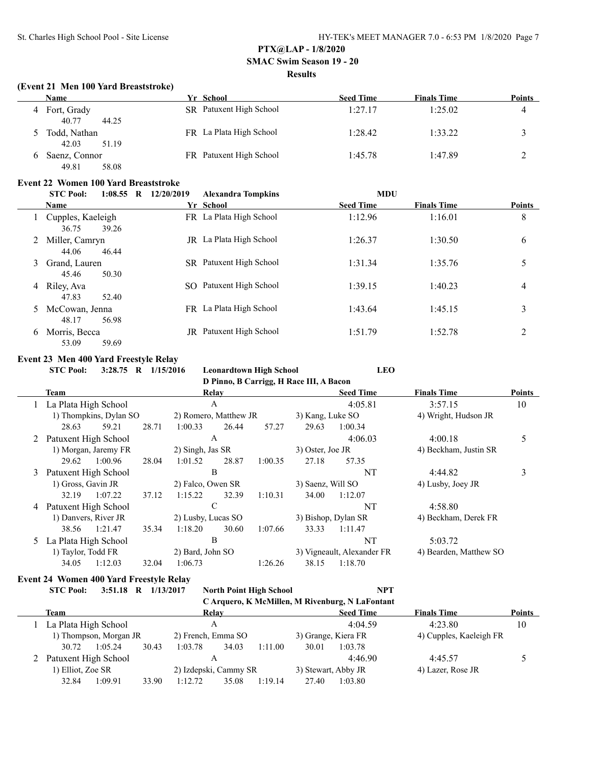## PTX@LAP - 1/8/2020

### SMAC Swim Season 19 - 20

### Results

#### (Event 21 Men 100 Yard Breaststroke)

| | Name | Yr | School | Seed Time | Finals Time | Points |
|---|---|---|---|---|---|---|
| 4 | Fort, Grady | SR | Patuxent High School | 1:27.17 | 1:25.02 | 4 |
| | 40.77 44.25 | | | | | |
| 5 | Todd, Nathan | FR | La Plata High School | 1:28.42 | 1:33.22 | 3 |
| | 42.03 51.19 | | | | | |
| 6 | Saenz, Connor | FR | Patuxent High School | 1:45.78 | 1:47.89 | 2 |
| | 49.81 58.08 | | | | | |

#### Event 22 Women 100 Yard Breaststroke

STC Pool: 1:08.55 R 12/20/2019 Alexandra Tompkins MDU

| | Name | Yr | School | Seed Time | Finals Time | Points |
|---|---|---|---|---|---|---|
| 1 | Cupples, Kaeleigh | FR | La Plata High School | 1:12.96 | 1:16.01 | 8 |
| | 36.75 39.26 | | | | | |
| 2 | Miller, Camryn | JR | La Plata High School | 1:26.37 | 1:30.50 | 6 |
| | 44.06 46.44 | | | | | |
| 3 | Grand, Lauren | SR | Patuxent High School | 1:31.34 | 1:35.76 | 5 |
| | 45.46 50.30 | | | | | |
| 4 | Riley, Ava | SO | Patuxent High School | 1:39.15 | 1:40.23 | 4 |
| | 47.83 52.40 | | | | | |
| 5 | McCowan, Jenna | FR | La Plata High School | 1:43.64 | 1:45.15 | 3 |
| | 48.17 56.98 | | | | | |
| 6 | Morris, Becca | JR | Patuxent High School | 1:51.79 | 1:52.78 | 2 |
| | 53.09 59.69 | | | | | |

#### Event 23 Men 400 Yard Freestyle Relay

STC Pool: 3:28.75 R 1/15/2016 Leonardtown High School LEO
D Pinno, B Carrigg, H Race III, A Bacon

| | Team | Relay | Seed Time | Finals Time | Points |
|---|---|---|---|---|---|
| 1 | La Plata High School | A | 4:05.81 | 3:57.15 | 10 |
| | 1) Thompkins, Dylan SO | 2) Romero, Matthew JR | 3) Kang, Luke SO | 4) Wright, Hudson JR | |
| | 28.63 59.21 28.71 1:00.33 | 26.44 57.27 | 29.63 1:00.34 | | |
| 2 | Patuxent High School | A | 4:06.03 | 4:00.18 | 5 |
| | 1) Morgan, Jaremy FR | 2) Singh, Jas SR | 3) Oster, Joe JR | 4) Beckham, Justin SR | |
| | 29.62 1:00.96 28.04 1:01.52 | 28.87 1:00.35 | 27.18 57.35 | | |
| 3 | Patuxent High School | B | NT | 4:44.82 | 3 |
| | 1) Gross, Gavin JR | 2) Falco, Owen SR | 3) Saenz, Will SO | 4) Lusby, Joey JR | |
| | 32.19 1:07.22 37.12 1:15.22 | 32.39 1:10.31 | 34.00 1:12.07 | | |
| 4 | Patuxent High School | C | NT | 4:58.80 | |
| | 1) Danvers, River JR | 2) Lusby, Lucas SO | 3) Bishop, Dylan SR | 4) Beckham, Derek FR | |
| | 38.56 1:21.47 35.34 1:18.20 | 30.60 1:07.66 | 33.33 1:11.47 | | |
| 5 | La Plata High School | B | NT | 5:03.72 | |
| | 1) Taylor, Todd FR | 2) Bard, John SO | 3) Vigneault, Alexander FR | 4) Bearden, Matthew SO | |
| | 34.05 1:12.03 32.04 1:06.73 | 1:26.26 | 38.15 1:18.70 | | |

#### Event 24 Women 400 Yard Freestyle Relay

STC Pool: 3:51.18 R 1/13/2017 North Point High School NPT
C Arquero, K McMillen, M Rivenburg, N LaFontant

| | Team | Relay | Seed Time | Finals Time | Points |
|---|---|---|---|---|---|
| 1 | La Plata High School | A | 4:04.59 | 4:23.80 | 10 |
| | 1) Thompson, Morgan JR | 2) French, Emma SO | 3) Grange, Kiera FR | 4) Cupples, Kaeleigh FR | |
| | 30.72 1:05.24 30.43 1:03.78 | 34.03 1:11.00 | 30.01 1:03.78 | | |
| 2 | Patuxent High School | A | 4:46.90 | 4:45.57 | 5 |
| | 1) Elliot, Zoe SR | 2) Izdepski, Cammy SR | 3) Stewart, Abby JR | 4) Lazer, Rose JR | |
| | 32.84 1:09.91 33.90 1:12.72 | 35.08 1:19.14 | 27.40 1:03.80 | | |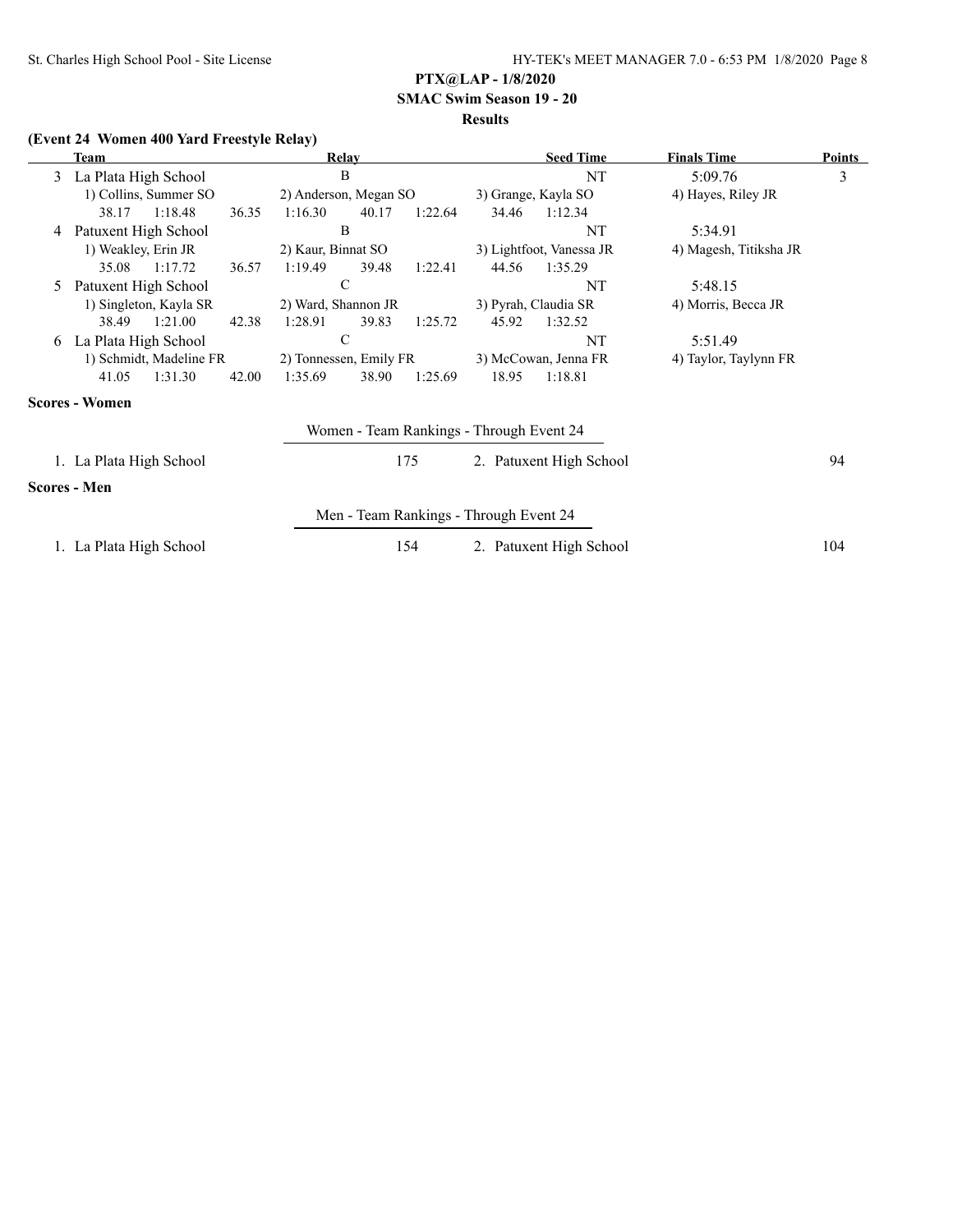**PTX@LAP - 1/8/2020**

**SMAC Swim Season 19 - 20**

**Results**

**(Event 24 Women 400 Yard Freestyle Relay)**

| Team | Relay | Seed Time | Finals Time | Points |
|---|---|---|---|---|
| 3 La Plata High School | B | NT | 5:09.76 | 3 |
| 1) Collins, Summer SO; 2) Anderson, Megan SO; 3) Grange, Kayla SO; 4) Hayes, Riley JR | | | | |
| 38.17 1:18.48 36.35 1:16.30 40.17 1:22.64 34.46 1:12.34 | | | | |
| 4 Patuxent High School | B | NT | 5:34.91 | |
| 1) Weakley, Erin JR; 2) Kaur, Binnat SO; 3) Lightfoot, Vanessa JR; 4) Magesh, Titiksha JR | | | | |
| 35.08 1:17.72 36.57 1:19.49 39.48 1:22.41 44.56 1:35.29 | | | | |
| 5 Patuxent High School | C | NT | 5:48.15 | |
| 1) Singleton, Kayla SR; 2) Ward, Shannon JR; 3) Pyrah, Claudia SR; 4) Morris, Becca JR | | | | |
| 38.49 1:21.00 42.38 1:28.91 39.83 1:25.72 45.92 1:32.52 | | | | |
| 6 La Plata High School | C | NT | 5:51.49 | |
| 1) Schmidt, Madeline FR; 2) Tonnessen, Emily FR; 3) McCowan, Jenna FR; 4) Taylor, Taylynn FR | | | | |
| 41.05 1:31.30 42.00 1:35.69 38.90 1:25.69 18.95 1:18.81 | | | | |

**Scores - Women**

Women - Team Rankings - Through Event 24

| | | | |
|---|---|---|---|
| 1. La Plata High School | 175 | 2. Patuxent High School | 94 |

**Scores - Men**

Men - Team Rankings - Through Event 24

| | | | |
|---|---|---|---|
| 1. La Plata High School | 154 | 2. Patuxent High School | 104 |